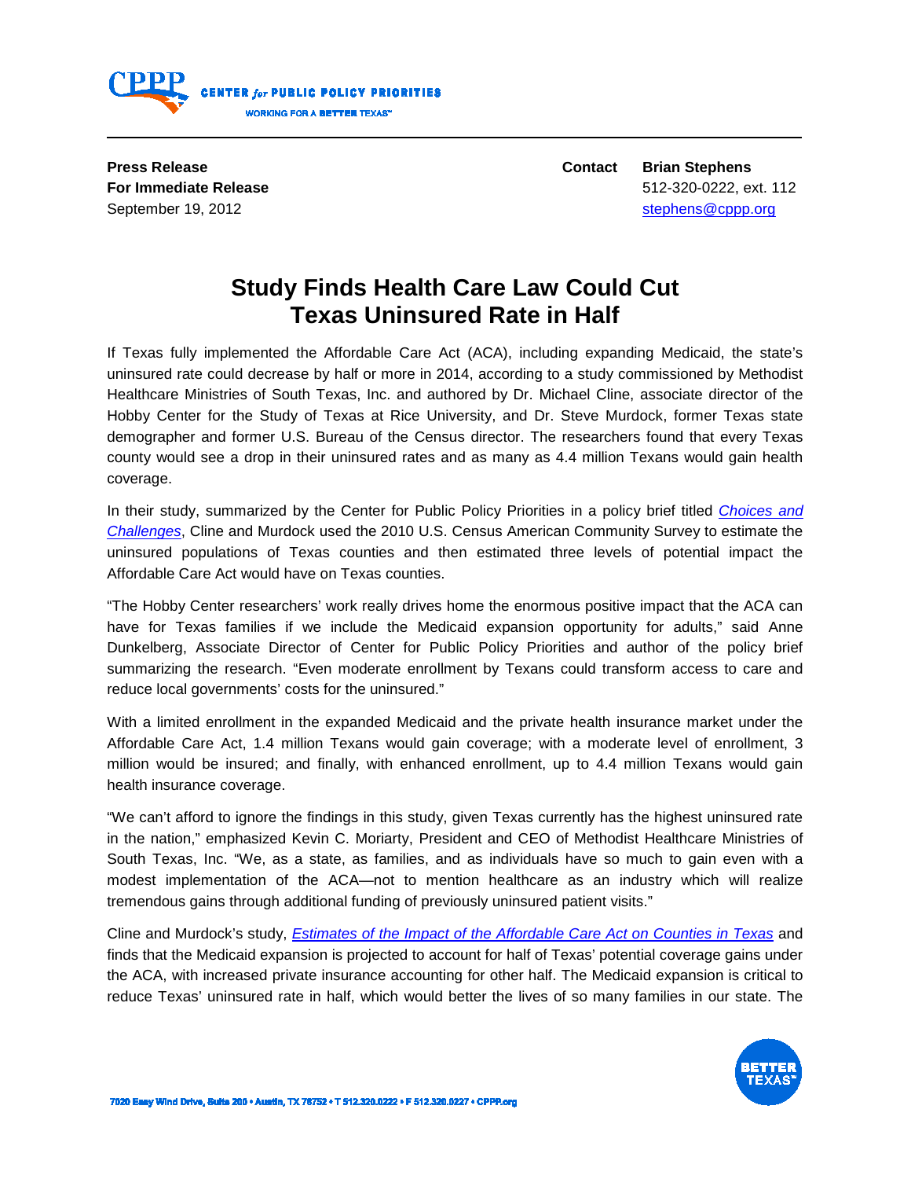CPPP CENTER *for* PUBLIC POLICY PRIORITIES
WORKING FOR A BETTER TEXAS™

**Press Release**
**For Immediate Release**
September 19, 2012

**Contact** **Brian Stephens**
512-320-0222, ext. 112
stephens@cppp.org

# Study Finds Health Care Law Could Cut Texas Uninsured Rate in Half

If Texas fully implemented the Affordable Care Act (ACA), including expanding Medicaid, the state's uninsured rate could decrease by half or more in 2014, according to a study commissioned by Methodist Healthcare Ministries of South Texas, Inc. and authored by Dr. Michael Cline, associate director of the Hobby Center for the Study of Texas at Rice University, and Dr. Steve Murdock, former Texas state demographer and former U.S. Bureau of the Census director. The researchers found that every Texas county would see a drop in their uninsured rates and as many as 4.4 million Texans would gain health coverage.

In their study, summarized by the Center for Public Policy Priorities in a policy brief titled *Choices and Challenges*, Cline and Murdock used the 2010 U.S. Census American Community Survey to estimate the uninsured populations of Texas counties and then estimated three levels of potential impact the Affordable Care Act would have on Texas counties.

"The Hobby Center researchers' work really drives home the enormous positive impact that the ACA can have for Texas families if we include the Medicaid expansion opportunity for adults," said Anne Dunkelberg, Associate Director of Center for Public Policy Priorities and author of the policy brief summarizing the research. "Even moderate enrollment by Texans could transform access to care and reduce local governments' costs for the uninsured."

With a limited enrollment in the expanded Medicaid and the private health insurance market under the Affordable Care Act, 1.4 million Texans would gain coverage; with a moderate level of enrollment, 3 million would be insured; and finally, with enhanced enrollment, up to 4.4 million Texans would gain health insurance coverage.

"We can't afford to ignore the findings in this study, given Texas currently has the highest uninsured rate in the nation," emphasized Kevin C. Moriarty, President and CEO of Methodist Healthcare Ministries of South Texas, Inc. "We, as a state, as families, and as individuals have so much to gain even with a modest implementation of the ACA—not to mention healthcare as an industry which will realize tremendous gains through additional funding of previously uninsured patient visits."

Cline and Murdock's study, *Estimates of the Impact of the Affordable Care Act on Counties in Texas* and finds that the Medicaid expansion is projected to account for half of Texas' potential coverage gains under the ACA, with increased private insurance accounting for other half. The Medicaid expansion is critical to reduce Texas' uninsured rate in half, which would better the lives of so many families in our state. The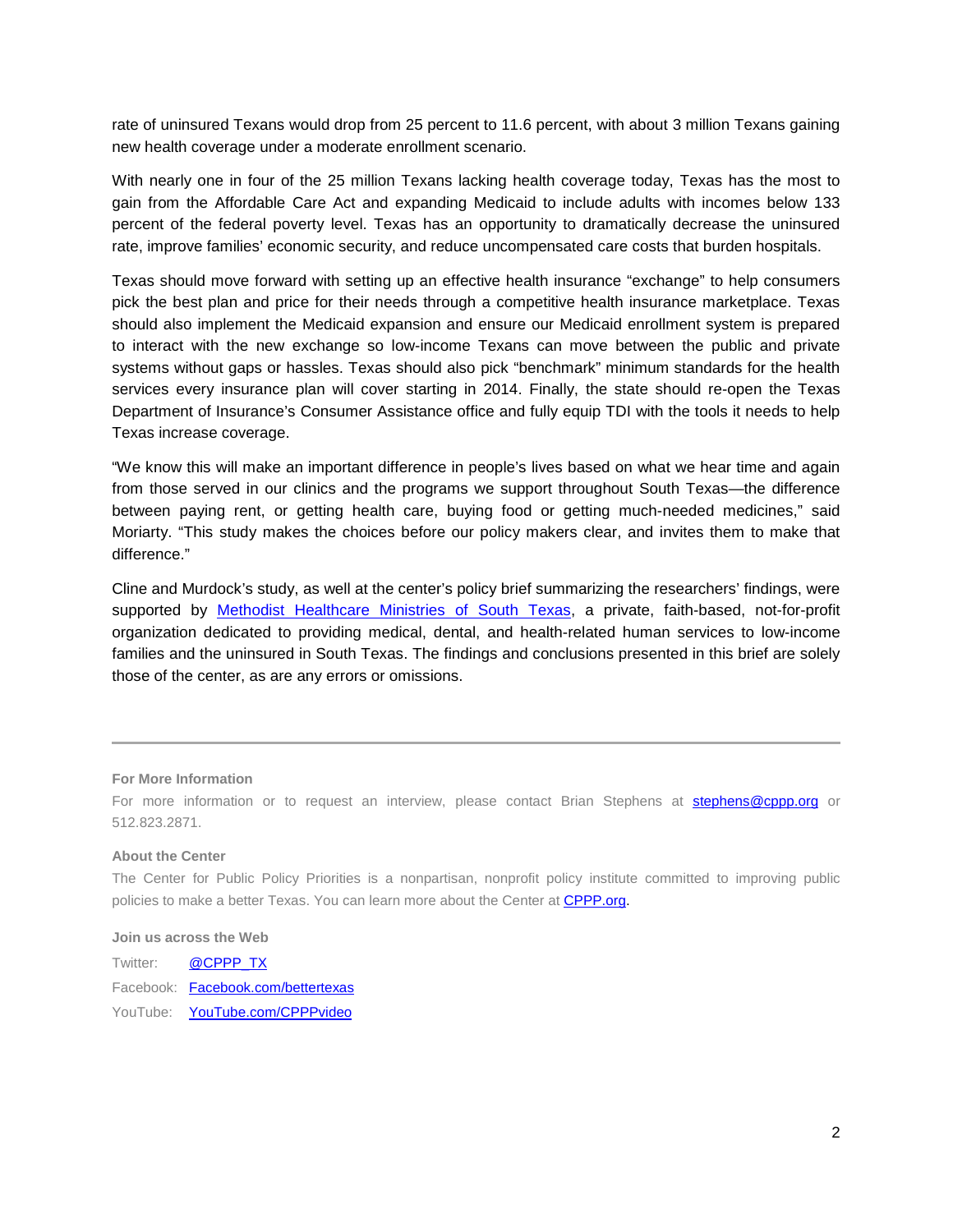rate of uninsured Texans would drop from 25 percent to 11.6 percent, with about 3 million Texans gaining new health coverage under a moderate enrollment scenario.

With nearly one in four of the 25 million Texans lacking health coverage today, Texas has the most to gain from the Affordable Care Act and expanding Medicaid to include adults with incomes below 133 percent of the federal poverty level. Texas has an opportunity to dramatically decrease the uninsured rate, improve families' economic security, and reduce uncompensated care costs that burden hospitals.

Texas should move forward with setting up an effective health insurance "exchange" to help consumers pick the best plan and price for their needs through a competitive health insurance marketplace. Texas should also implement the Medicaid expansion and ensure our Medicaid enrollment system is prepared to interact with the new exchange so low-income Texans can move between the public and private systems without gaps or hassles. Texas should also pick "benchmark" minimum standards for the health services every insurance plan will cover starting in 2014. Finally, the state should re-open the Texas Department of Insurance's Consumer Assistance office and fully equip TDI with the tools it needs to help Texas increase coverage.

"We know this will make an important difference in people's lives based on what we hear time and again from those served in our clinics and the programs we support throughout South Texas—the difference between paying rent, or getting health care, buying food or getting much-needed medicines," said Moriarty. "This study makes the choices before our policy makers clear, and invites them to make that difference."

Cline and Murdock's study, as well at the center's policy brief summarizing the researchers' findings, were supported by [Methodist Healthcare Ministries of South Texas](), a private, faith-based, not-for-profit organization dedicated to providing medical, dental, and health-related human services to low-income families and the uninsured in South Texas. The findings and conclusions presented in this brief are solely those of the center, as are any errors or omissions.

---

**For More Information**

For more information or to request an interview, please contact Brian Stephens at stephens@cppp.org or 512.823.2871.

**About the Center**

The Center for Public Policy Priorities is a nonpartisan, nonprofit policy institute committed to improving public policies to make a better Texas. You can learn more about the Center at CPPP.org.

**Join us across the Web**

Twitter: @CPPP_TX

Facebook: Facebook.com/bettertexas

YouTube: YouTube.com/CPPPvideo